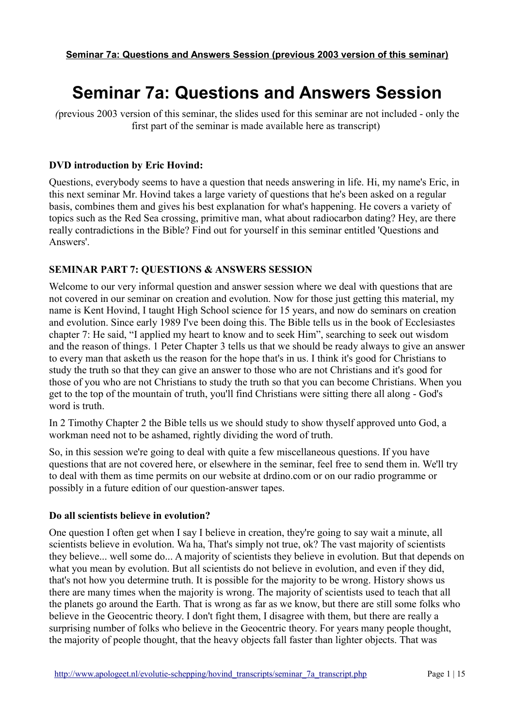**Seminar 7a: Questions and Answers Session (previous 2003 version of this seminar)**

# Seminar 7a: Questions and Answers Session

*(previous 2003 version of this seminar, the slides used for this seminar are not included - only the first part of the seminar is made available here as transcript)*

**DVD introduction by Eric Hovind:**

Questions, everybody seems to have a question that needs answering in life. Hi, my name's Eric, in this next seminar Mr. Hovind takes a large variety of questions that he's been asked on a regular basis, combines them and gives his best explanation for what's happening. He covers a variety of topics such as the Red Sea crossing, primitive man, what about radiocarbon dating? Hey, are there really contradictions in the Bible? Find out for yourself in this seminar entitled 'Questions and Answers'.

**SEMINAR PART 7: QUESTIONS & ANSWERS SESSION**

Welcome to our very informal question and answer session where we deal with questions that are not covered in our seminar on creation and evolution. Now for those just getting this material, my name is Kent Hovind, I taught High School science for 15 years, and now do seminars on creation and evolution. Since early 1989 I've been doing this. The Bible tells us in the book of Ecclesiastes chapter 7: He said, "I applied my heart to know and to seek Him", searching to seek out wisdom and the reason of things. 1 Peter Chapter 3 tells us that we should be ready always to give an answer to every man that asketh us the reason for the hope that's in us. I think it's good for Christians to study the truth so that they can give an answer to those who are not Christians and it's good for those of you who are not Christians to study the truth so that you can become Christians. When you get to the top of the mountain of truth, you'll find Christians were sitting there all along - God's word is truth.

In 2 Timothy Chapter 2 the Bible tells us we should study to show thyself approved unto God, a workman need not to be ashamed, rightly dividing the word of truth.

So, in this session we're going to deal with quite a few miscellaneous questions. If you have questions that are not covered here, or elsewhere in the seminar, feel free to send them in. We'll try to deal with them as time permits on our website at drdino.com or on our radio programme or possibly in a future edition of our question-answer tapes.

**Do all scientists believe in evolution?**

One question I often get when I say I believe in creation, they're going to say wait a minute, all scientists believe in evolution. Wa ha, That's simply not true, ok? The vast majority of scientists they believe... well some do... A majority of scientists they believe in evolution. But that depends on what you mean by evolution. But all scientists do not believe in evolution, and even if they did, that's not how you determine truth. It is possible for the majority to be wrong. History shows us there are many times when the majority is wrong. The majority of scientists used to teach that all the planets go around the Earth. That is wrong as far as we know, but there are still some folks who believe in the Geocentric theory. I don't fight them, I disagree with them, but there are really a surprising number of folks who believe in the Geocentric theory. For years many people thought, the majority of people thought, that the heavy objects fall faster than lighter objects. That was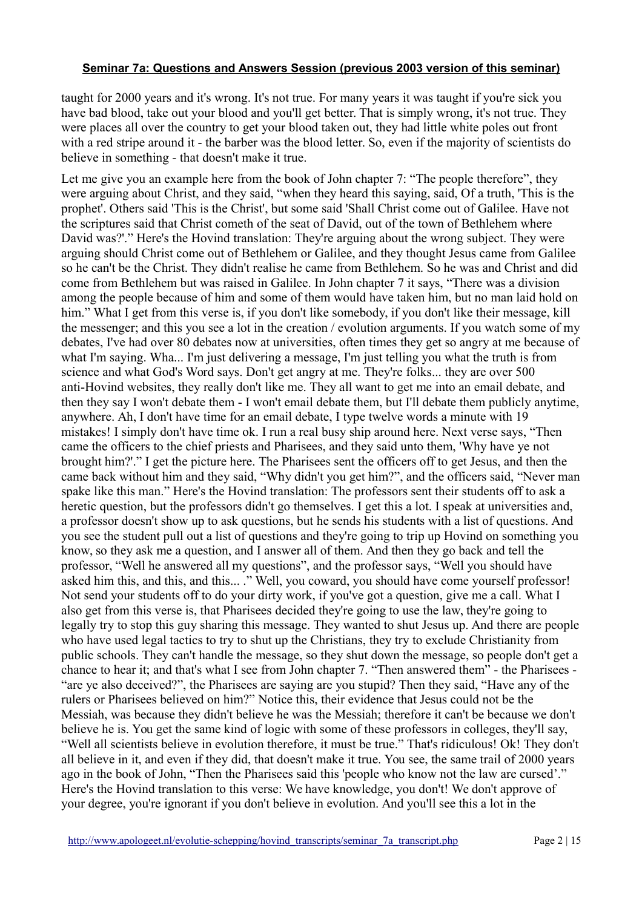taught for 2000 years and it's wrong. It's not true. For many years it was taught if you're sick you have bad blood, take out your blood and you'll get better. That is simply wrong, it's not true. They were places all over the country to get your blood taken out, they had little white poles out front with a red stripe around it - the barber was the blood letter. So, even if the majority of scientists do believe in something - that doesn't make it true.

Let me give you an example here from the book of John chapter 7: "The people therefore", they were arguing about Christ, and they said, "when they heard this saying, said, Of a truth, 'This is the prophet'. Others said 'This is the Christ', but some said 'Shall Christ come out of Galilee. Have not the scriptures said that Christ cometh of the seat of David, out of the town of Bethlehem where David was?'." Here's the Hovind translation: They're arguing about the wrong subject. They were arguing should Christ come out of Bethlehem or Galilee, and they thought Jesus came from Galilee so he can't be the Christ. They didn't realise he came from Bethlehem. So he was and Christ and did come from Bethlehem but was raised in Galilee. In John chapter 7 it says, "There was a division among the people because of him and some of them would have taken him, but no man laid hold on him." What I get from this verse is, if you don't like somebody, if you don't like their message, kill the messenger; and this you see a lot in the creation / evolution arguments. If you watch some of my debates, I've had over 80 debates now at universities, often times they get so angry at me because of what I'm saying. Wha... I'm just delivering a message, I'm just telling you what the truth is from science and what God's Word says. Don't get angry at me. They're folks... they are over 500 anti-Hovind websites, they really don't like me. They all want to get me into an email debate, and then they say I won't debate them - I won't email debate them, but I'll debate them publicly anytime, anywhere. Ah, I don't have time for an email debate, I type twelve words a minute with 19 mistakes! I simply don't have time ok. I run a real busy ship around here. Next verse says, "Then came the officers to the chief priests and Pharisees, and they said unto them, 'Why have ye not brought him?'." I get the picture here. The Pharisees sent the officers off to get Jesus, and then the came back without him and they said, "Why didn't you get him?", and the officers said, "Never man spake like this man." Here's the Hovind translation: The professors sent their students off to ask a heretic question, but the professors didn't go themselves. I get this a lot. I speak at universities and, a professor doesn't show up to ask questions, but he sends his students with a list of questions. And you see the student pull out a list of questions and they're going to trip up Hovind on something you know, so they ask me a question, and I answer all of them. And then they go back and tell the professor, "Well he answered all my questions", and the professor says, "Well you should have asked him this, and this, and this... ." Well, you coward, you should have come yourself professor! Not send your students off to do your dirty work, if you've got a question, give me a call. What I also get from this verse is, that Pharisees decided they're going to use the law, they're going to legally try to stop this guy sharing this message. They wanted to shut Jesus up. And there are people who have used legal tactics to try to shut up the Christians, they try to exclude Christianity from public schools. They can't handle the message, so they shut down the message, so people don't get a chance to hear it; and that's what I see from John chapter 7. "Then answered them" - the Pharisees - "are ye also deceived?", the Pharisees are saying are you stupid? Then they said, "Have any of the rulers or Pharisees believed on him?" Notice this, their evidence that Jesus could not be the Messiah, was because they didn't believe he was the Messiah; therefore it can't be because we don't believe he is. You get the same kind of logic with some of these professors in colleges, they'll say, "Well all scientists believe in evolution therefore, it must be true." That's ridiculous! Ok! They don't all believe in it, and even if they did, that doesn't make it true. You see, the same trail of 2000 years ago in the book of John, "Then the Pharisees said this 'people who know not the law are cursed'." Here's the Hovind translation to this verse: We have knowledge, you don't! We don't approve of your degree, you're ignorant if you don't believe in evolution. And you'll see this a lot in the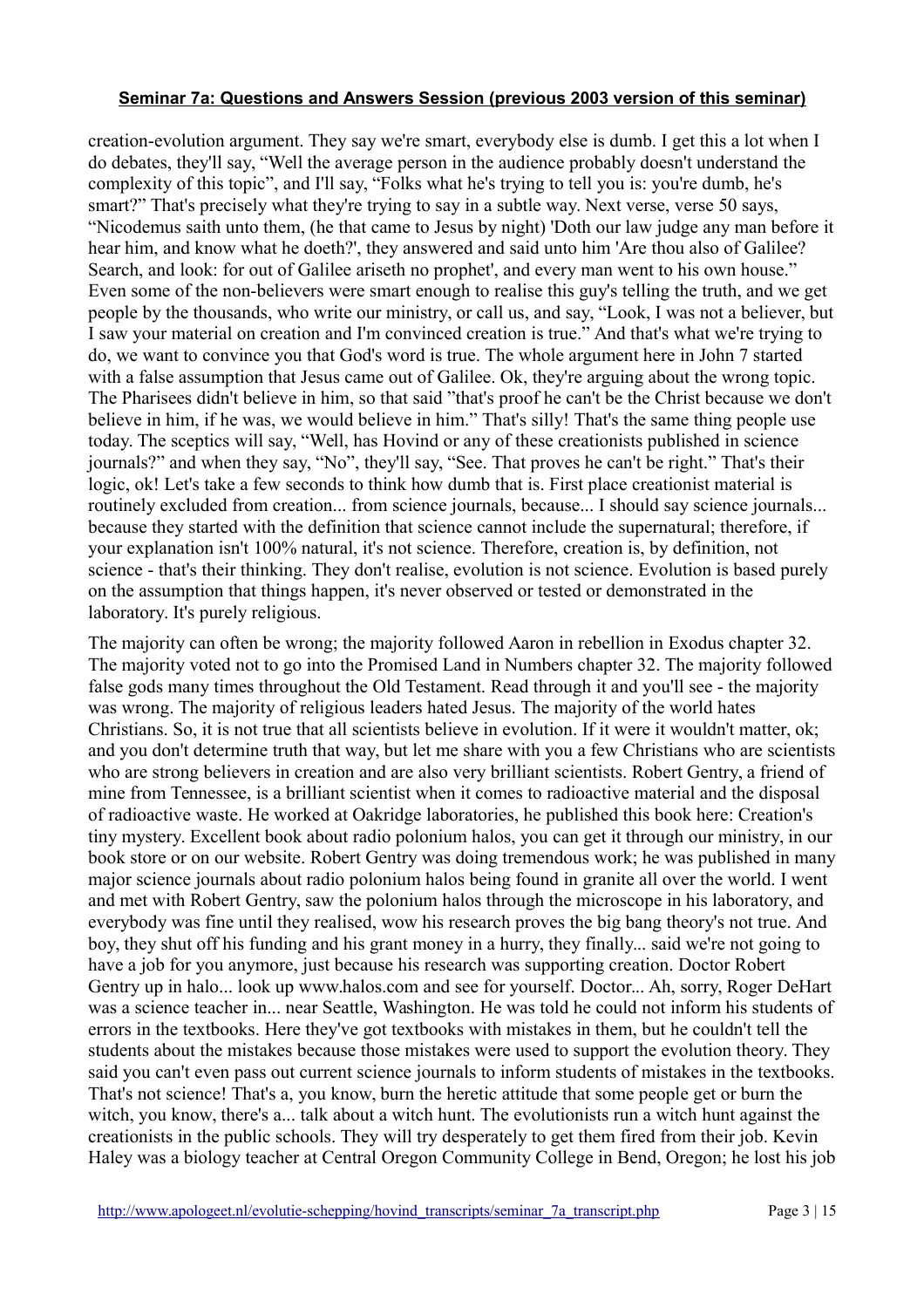creation-evolution argument. They say we're smart, everybody else is dumb. I get this a lot when I do debates, they'll say, "Well the average person in the audience probably doesn't understand the complexity of this topic", and I'll say, "Folks what he's trying to tell you is: you're dumb, he's smart?" That's precisely what they're trying to say in a subtle way. Next verse, verse 50 says, "Nicodemus saith unto them, (he that came to Jesus by night) 'Doth our law judge any man before it hear him, and know what he doeth?', they answered and said unto him 'Are thou also of Galilee? Search, and look: for out of Galilee ariseth no prophet', and every man went to his own house." Even some of the non-believers were smart enough to realise this guy's telling the truth, and we get people by the thousands, who write our ministry, or call us, and say, "Look, I was not a believer, but I saw your material on creation and I'm convinced creation is true." And that's what we're trying to do, we want to convince you that God's word is true. The whole argument here in John 7 started with a false assumption that Jesus came out of Galilee. Ok, they're arguing about the wrong topic. The Pharisees didn't believe in him, so that said "that's proof he can't be the Christ because we don't believe in him, if he was, we would believe in him." That's silly! That's the same thing people use today. The sceptics will say, "Well, has Hovind or any of these creationists published in science journals?" and when they say, "No", they'll say, "See. That proves he can't be right." That's their logic, ok! Let's take a few seconds to think how dumb that is. First place creationist material is routinely excluded from creation... from science journals, because... I should say science journals... because they started with the definition that science cannot include the supernatural; therefore, if your explanation isn't 100% natural, it's not science. Therefore, creation is, by definition, not science - that's their thinking. They don't realise, evolution is not science. Evolution is based purely on the assumption that things happen, it's never observed or tested or demonstrated in the laboratory. It's purely religious.

The majority can often be wrong; the majority followed Aaron in rebellion in Exodus chapter 32. The majority voted not to go into the Promised Land in Numbers chapter 32. The majority followed false gods many times throughout the Old Testament. Read through it and you'll see - the majority was wrong. The majority of religious leaders hated Jesus. The majority of the world hates Christians. So, it is not true that all scientists believe in evolution. If it were it wouldn't matter, ok; and you don't determine truth that way, but let me share with you a few Christians who are scientists who are strong believers in creation and are also very brilliant scientists. Robert Gentry, a friend of mine from Tennessee, is a brilliant scientist when it comes to radioactive material and the disposal of radioactive waste. He worked at Oakridge laboratories, he published this book here: Creation's tiny mystery. Excellent book about radio polonium halos, you can get it through our ministry, in our book store or on our website. Robert Gentry was doing tremendous work; he was published in many major science journals about radio polonium halos being found in granite all over the world. I went and met with Robert Gentry, saw the polonium halos through the microscope in his laboratory, and everybody was fine until they realised, wow his research proves the big bang theory's not true. And boy, they shut off his funding and his grant money in a hurry, they finally... said we're not going to have a job for you anymore, just because his research was supporting creation. Doctor Robert Gentry up in halo... look up www.halos.com and see for yourself. Doctor... Ah, sorry, Roger DeHart was a science teacher in... near Seattle, Washington. He was told he could not inform his students of errors in the textbooks. Here they've got textbooks with mistakes in them, but he couldn't tell the students about the mistakes because those mistakes were used to support the evolution theory. They said you can't even pass out current science journals to inform students of mistakes in the textbooks. That's not science! That's a, you know, burn the heretic attitude that some people get or burn the witch, you know, there's a... talk about a witch hunt. The evolutionists run a witch hunt against the creationists in the public schools. They will try desperately to get them fired from their job. Kevin Haley was a biology teacher at Central Oregon Community College in Bend, Oregon; he lost his job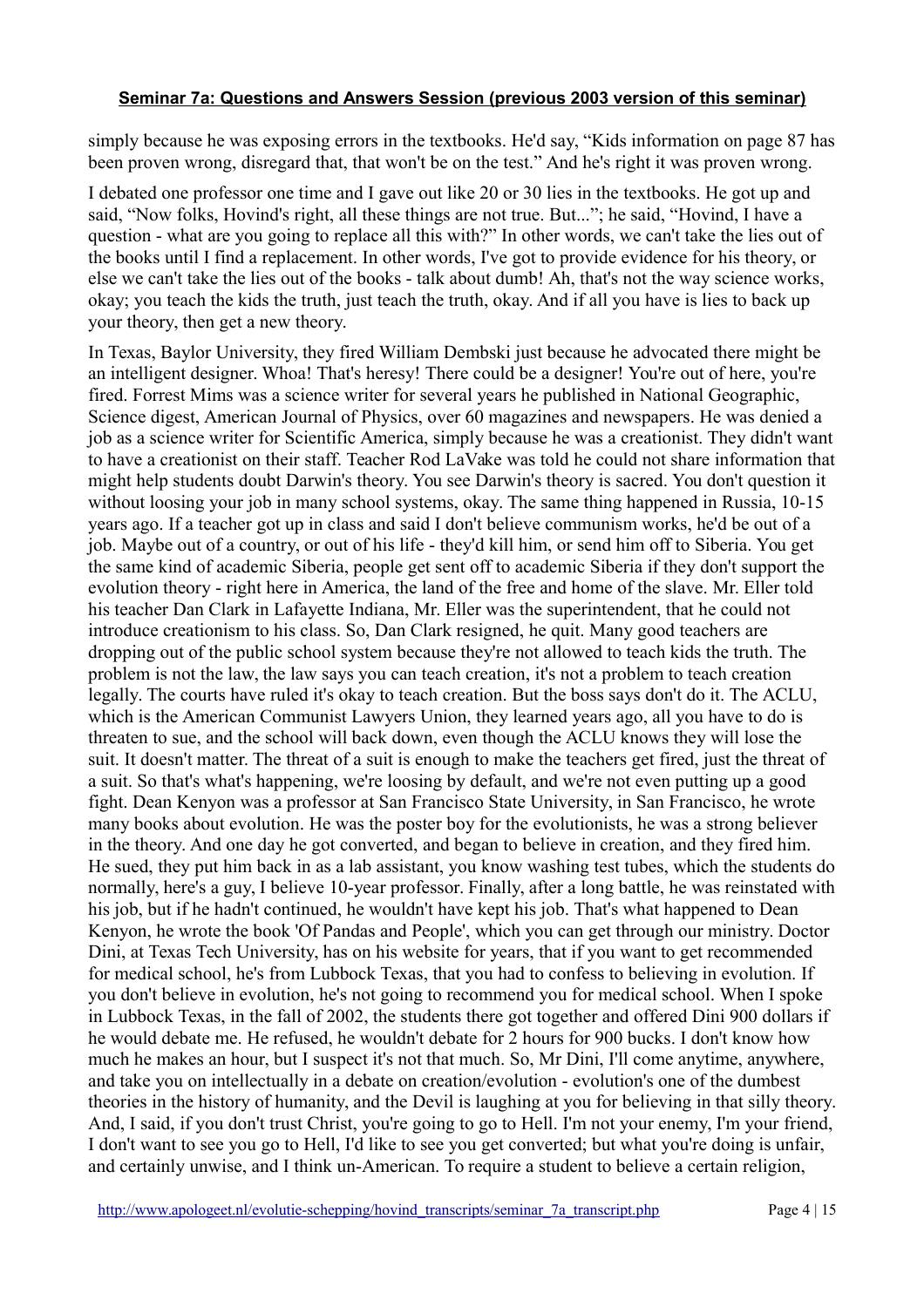simply because he was exposing errors in the textbooks. He'd say, "Kids information on page 87 has been proven wrong, disregard that, that won't be on the test." And he's right it was proven wrong.

I debated one professor one time and I gave out like 20 or 30 lies in the textbooks. He got up and said, "Now folks, Hovind's right, all these things are not true. But..."; he said, "Hovind, I have a question - what are you going to replace all this with?" In other words, we can't take the lies out of the books until I find a replacement. In other words, I've got to provide evidence for his theory, or else we can't take the lies out of the books - talk about dumb! Ah, that's not the way science works, okay; you teach the kids the truth, just teach the truth, okay. And if all you have is lies to back up your theory, then get a new theory.

In Texas, Baylor University, they fired William Dembski just because he advocated there might be an intelligent designer. Whoa! That's heresy! There could be a designer! You're out of here, you're fired. Forrest Mims was a science writer for several years he published in National Geographic, Science digest, American Journal of Physics, over 60 magazines and newspapers. He was denied a job as a science writer for Scientific America, simply because he was a creationist. They didn't want to have a creationist on their staff. Teacher Rod LaVake was told he could not share information that might help students doubt Darwin's theory. You see Darwin's theory is sacred. You don't question it without loosing your job in many school systems, okay. The same thing happened in Russia, 10-15 years ago. If a teacher got up in class and said I don't believe communism works, he'd be out of a job. Maybe out of a country, or out of his life - they'd kill him, or send him off to Siberia. You get the same kind of academic Siberia, people get sent off to academic Siberia if they don't support the evolution theory - right here in America, the land of the free and home of the slave. Mr. Eller told his teacher Dan Clark in Lafayette Indiana, Mr. Eller was the superintendent, that he could not introduce creationism to his class. So, Dan Clark resigned, he quit. Many good teachers are dropping out of the public school system because they're not allowed to teach kids the truth. The problem is not the law, the law says you can teach creation, it's not a problem to teach creation legally. The courts have ruled it's okay to teach creation. But the boss says don't do it. The ACLU, which is the American Communist Lawyers Union, they learned years ago, all you have to do is threaten to sue, and the school will back down, even though the ACLU knows they will lose the suit. It doesn't matter. The threat of a suit is enough to make the teachers get fired, just the threat of a suit. So that's what's happening, we're loosing by default, and we're not even putting up a good fight. Dean Kenyon was a professor at San Francisco State University, in San Francisco, he wrote many books about evolution. He was the poster boy for the evolutionists, he was a strong believer in the theory. And one day he got converted, and began to believe in creation, and they fired him. He sued, they put him back in as a lab assistant, you know washing test tubes, which the students do normally, here's a guy, I believe 10-year professor. Finally, after a long battle, he was reinstated with his job, but if he hadn't continued, he wouldn't have kept his job. That's what happened to Dean Kenyon, he wrote the book 'Of Pandas and People', which you can get through our ministry. Doctor Dini, at Texas Tech University, has on his website for years, that if you want to get recommended for medical school, he's from Lubbock Texas, that you had to confess to believing in evolution. If you don't believe in evolution, he's not going to recommend you for medical school. When I spoke in Lubbock Texas, in the fall of 2002, the students there got together and offered Dini 900 dollars if he would debate me. He refused, he wouldn't debate for 2 hours for 900 bucks. I don't know how much he makes an hour, but I suspect it's not that much. So, Mr Dini, I'll come anytime, anywhere, and take you on intellectually in a debate on creation/evolution - evolution's one of the dumbest theories in the history of humanity, and the Devil is laughing at you for believing in that silly theory. And, I said, if you don't trust Christ, you're going to go to Hell. I'm not your enemy, I'm your friend, I don't want to see you go to Hell, I'd like to see you get converted; but what you're doing is unfair, and certainly unwise, and I think un-American. To require a student to believe a certain religion,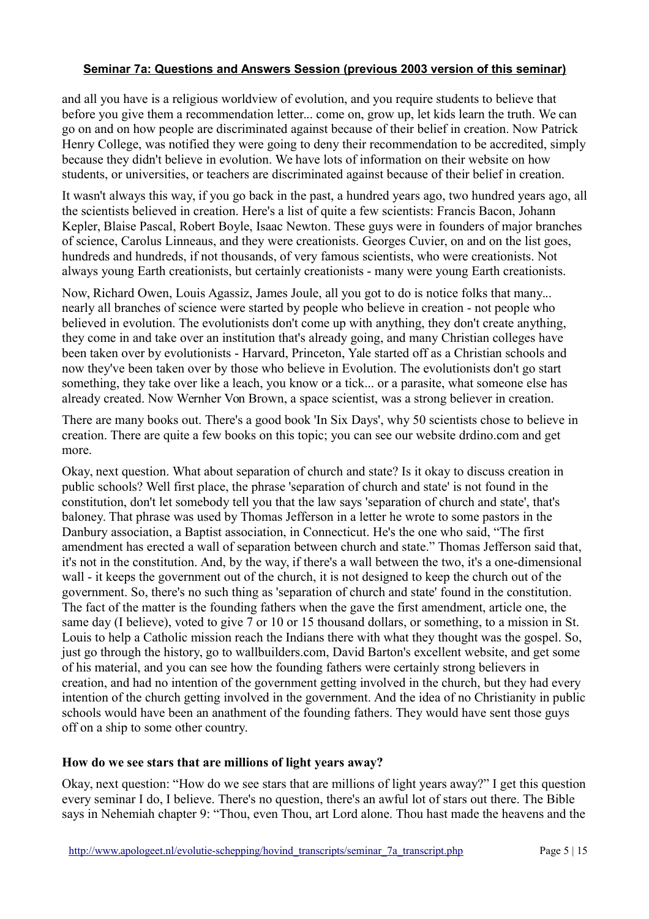## Seminar 7a: Questions and Answers Session (previous 2003 version of this seminar)

and all you have is a religious worldview of evolution, and you require students to believe that before you give them a recommendation letter... come on, grow up, let kids learn the truth. We can go on and on how people are discriminated against because of their belief in creation. Now Patrick Henry College, was notified they were going to deny their recommendation to be accredited, simply because they didn't believe in evolution. We have lots of information on their website on how students, or universities, or teachers are discriminated against because of their belief in creation.

It wasn't always this way, if you go back in the past, a hundred years ago, two hundred years ago, all the scientists believed in creation. Here's a list of quite a few scientists: Francis Bacon, Johann Kepler, Blaise Pascal, Robert Boyle, Isaac Newton. These guys were in founders of major branches of science, Carolus Linneaus, and they were creationists. Georges Cuvier, on and on the list goes, hundreds and hundreds, if not thousands, of very famous scientists, who were creationists. Not always young Earth creationists, but certainly creationists - many were young Earth creationists.

Now, Richard Owen, Louis Agassiz, James Joule, all you got to do is notice folks that many... nearly all branches of science were started by people who believe in creation - not people who believed in evolution. The evolutionists don't come up with anything, they don't create anything, they come in and take over an institution that's already going, and many Christian colleges have been taken over by evolutionists - Harvard, Princeton, Yale started off as a Christian schools and now they've been taken over by those who believe in Evolution. The evolutionists don't go start something, they take over like a leach, you know or a tick... or a parasite, what someone else has already created. Now Wernher Von Brown, a space scientist, was a strong believer in creation.

There are many books out. There's a good book 'In Six Days', why 50 scientists chose to believe in creation. There are quite a few books on this topic; you can see our website drdino.com and get more.

Okay, next question. What about separation of church and state? Is it okay to discuss creation in public schools? Well first place, the phrase 'separation of church and state' is not found in the constitution, don't let somebody tell you that the law says 'separation of church and state', that's baloney. That phrase was used by Thomas Jefferson in a letter he wrote to some pastors in the Danbury association, a Baptist association, in Connecticut. He's the one who said, “The first amendment has erected a wall of separation between church and state.” Thomas Jefferson said that, it's not in the constitution. And, by the way, if there's a wall between the two, it's a one-dimensional wall - it keeps the government out of the church, it is not designed to keep the church out of the government. So, there's no such thing as 'separation of church and state' found in the constitution. The fact of the matter is the founding fathers when the gave the first amendment, article one, the same day (I believe), voted to give 7 or 10 or 15 thousand dollars, or something, to a mission in St. Louis to help a Catholic mission reach the Indians there with what they thought was the gospel. So, just go through the history, go to wallbuilders.com, David Barton's excellent website, and get some of his material, and you can see how the founding fathers were certainly strong believers in creation, and had no intention of the government getting involved in the church, but they had every intention of the church getting involved in the government. And the idea of no Christianity in public schools would have been an anathment of the founding fathers. They would have sent those guys off on a ship to some other country.

### How do we see stars that are millions of light years away?

Okay, next question: “How do we see stars that are millions of light years away?” I get this question every seminar I do, I believe. There's no question, there's an awful lot of stars out there. The Bible says in Nehemiah chapter 9: “Thou, even Thou, art Lord alone. Thou hast made the heavens and the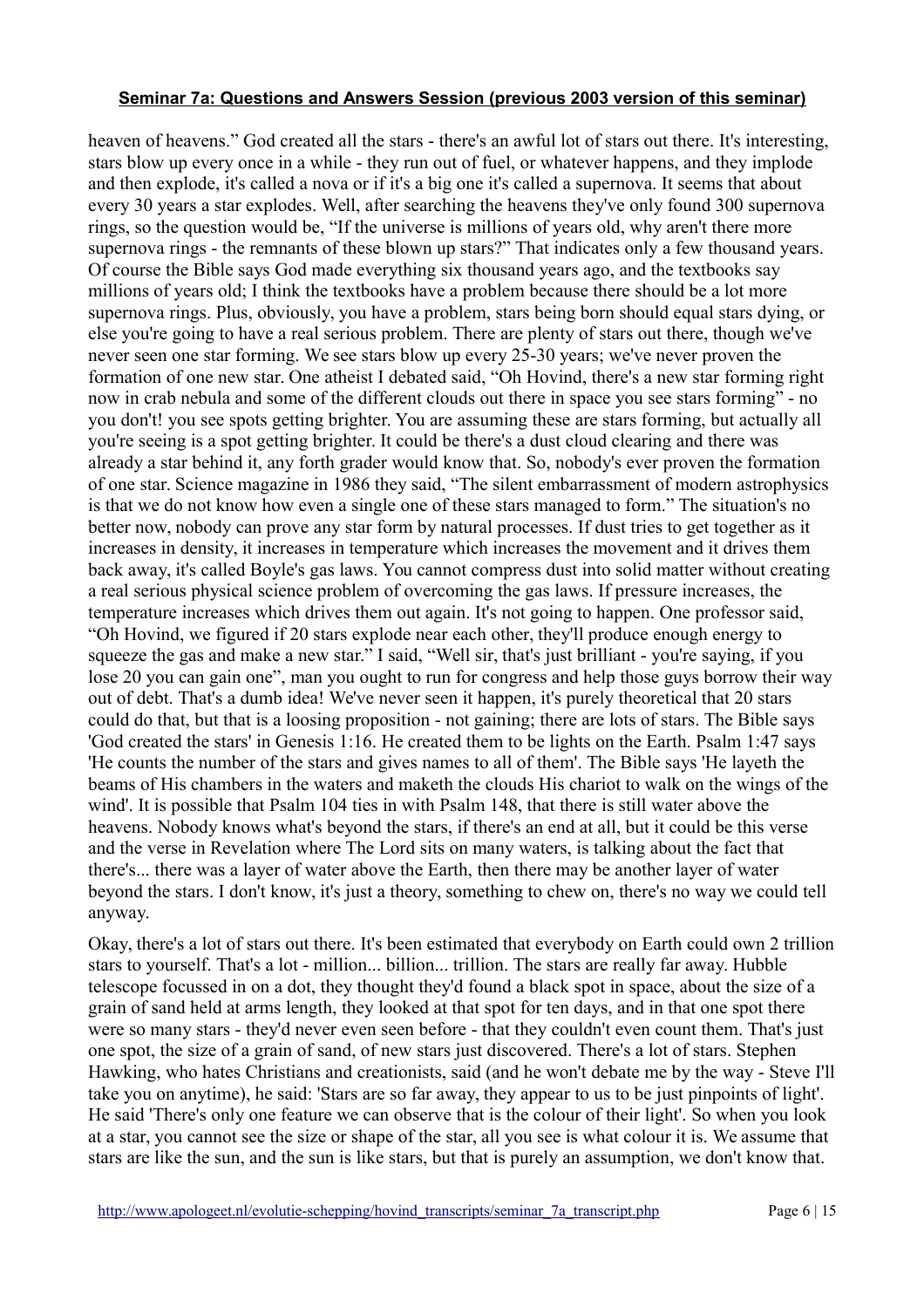heaven of heavens." God created all the stars - there's an awful lot of stars out there. It's interesting, stars blow up every once in a while - they run out of fuel, or whatever happens, and they implode and then explode, it's called a nova or if it's a big one it's called a supernova. It seems that about every 30 years a star explodes. Well, after searching the heavens they've only found 300 supernova rings, so the question would be, "If the universe is millions of years old, why aren't there more supernova rings - the remnants of these blown up stars?" That indicates only a few thousand years. Of course the Bible says God made everything six thousand years ago, and the textbooks say millions of years old; I think the textbooks have a problem because there should be a lot more supernova rings. Plus, obviously, you have a problem, stars being born should equal stars dying, or else you're going to have a real serious problem. There are plenty of stars out there, though we've never seen one star forming. We see stars blow up every 25-30 years; we've never proven the formation of one new star. One atheist I debated said, "Oh Hovind, there's a new star forming right now in crab nebula and some of the different clouds out there in space you see stars forming" - no you don't! you see spots getting brighter. You are assuming these are stars forming, but actually all you're seeing is a spot getting brighter. It could be there's a dust cloud clearing and there was already a star behind it, any forth grader would know that. So, nobody's ever proven the formation of one star. Science magazine in 1986 they said, "The silent embarrassment of modern astrophysics is that we do not know how even a single one of these stars managed to form." The situation's no better now, nobody can prove any star form by natural processes. If dust tries to get together as it increases in density, it increases in temperature which increases the movement and it drives them back away, it's called Boyle's gas laws. You cannot compress dust into solid matter without creating a real serious physical science problem of overcoming the gas laws. If pressure increases, the temperature increases which drives them out again. It's not going to happen. One professor said, "Oh Hovind, we figured if 20 stars explode near each other, they'll produce enough energy to squeeze the gas and make a new star." I said, "Well sir, that's just brilliant - you're saying, if you lose 20 you can gain one", man you ought to run for congress and help those guys borrow their way out of debt. That's a dumb idea! We've never seen it happen, it's purely theoretical that 20 stars could do that, but that is a loosing proposition - not gaining; there are lots of stars. The Bible says 'God created the stars' in Genesis 1:16. He created them to be lights on the Earth. Psalm 1:47 says 'He counts the number of the stars and gives names to all of them'. The Bible says 'He layeth the beams of His chambers in the waters and maketh the clouds His chariot to walk on the wings of the wind'. It is possible that Psalm 104 ties in with Psalm 148, that there is still water above the heavens. Nobody knows what's beyond the stars, if there's an end at all, but it could be this verse and the verse in Revelation where The Lord sits on many waters, is talking about the fact that there's... there was a layer of water above the Earth, then there may be another layer of water beyond the stars. I don't know, it's just a theory, something to chew on, there's no way we could tell anyway.

Okay, there's a lot of stars out there. It's been estimated that everybody on Earth could own 2 trillion stars to yourself. That's a lot - million... billion... trillion. The stars are really far away. Hubble telescope focussed in on a dot, they thought they'd found a black spot in space, about the size of a grain of sand held at arms length, they looked at that spot for ten days, and in that one spot there were so many stars - they'd never even seen before - that they couldn't even count them. That's just one spot, the size of a grain of sand, of new stars just discovered. There's a lot of stars. Stephen Hawking, who hates Christians and creationists, said (and he won't debate me by the way - Steve I'll take you on anytime), he said: 'Stars are so far away, they appear to us to be just pinpoints of light'. He said 'There's only one feature we can observe that is the colour of their light'. So when you look at a star, you cannot see the size or shape of the star, all you see is what colour it is. We assume that stars are like the sun, and the sun is like stars, but that is purely an assumption, we don't know that.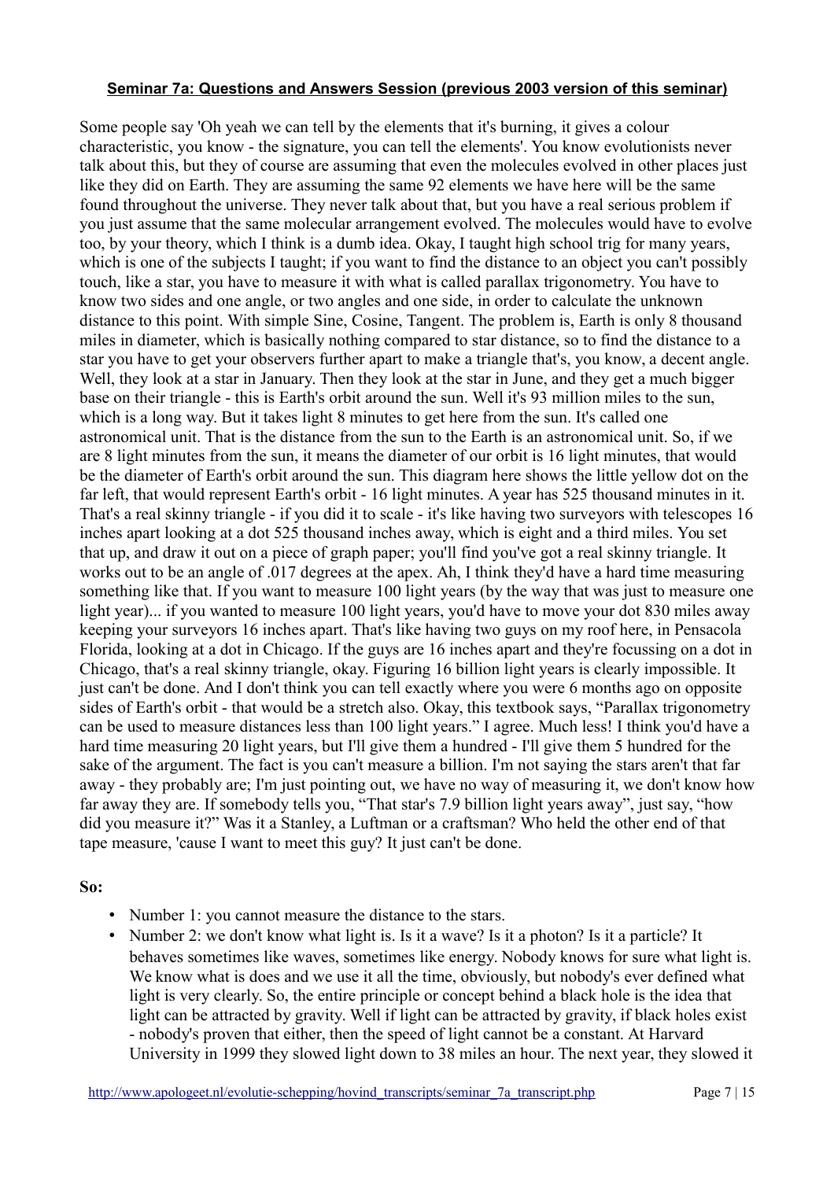**Seminar 7a: Questions and Answers Session (previous 2003 version of this seminar)**

Some people say 'Oh yeah we can tell by the elements that it's burning, it gives a colour characteristic, you know - the signature, you can tell the elements'. You know evolutionists never talk about this, but they of course are assuming that even the molecules evolved in other places just like they did on Earth. They are assuming the same 92 elements we have here will be the same found throughout the universe. They never talk about that, but you have a real serious problem if you just assume that the same molecular arrangement evolved. The molecules would have to evolve too, by your theory, which I think is a dumb idea. Okay, I taught high school trig for many years, which is one of the subjects I taught; if you want to find the distance to an object you can't possibly touch, like a star, you have to measure it with what is called parallax trigonometry. You have to know two sides and one angle, or two angles and one side, in order to calculate the unknown distance to this point. With simple Sine, Cosine, Tangent. The problem is, Earth is only 8 thousand miles in diameter, which is basically nothing compared to star distance, so to find the distance to a star you have to get your observers further apart to make a triangle that's, you know, a decent angle. Well, they look at a star in January. Then they look at the star in June, and they get a much bigger base on their triangle - this is Earth's orbit around the sun. Well it's 93 million miles to the sun, which is a long way. But it takes light 8 minutes to get here from the sun. It's called one astronomical unit. That is the distance from the sun to the Earth is an astronomical unit. So, if we are 8 light minutes from the sun, it means the diameter of our orbit is 16 light minutes, that would be the diameter of Earth's orbit around the sun. This diagram here shows the little yellow dot on the far left, that would represent Earth's orbit - 16 light minutes. A year has 525 thousand minutes in it. That's a real skinny triangle - if you did it to scale - it's like having two surveyors with telescopes 16 inches apart looking at a dot 525 thousand inches away, which is eight and a third miles. You set that up, and draw it out on a piece of graph paper; you'll find you've got a real skinny triangle. It works out to be an angle of .017 degrees at the apex. Ah, I think they'd have a hard time measuring something like that. If you want to measure 100 light years (by the way that was just to measure one light year)... if you wanted to measure 100 light years, you'd have to move your dot 830 miles away keeping your surveyors 16 inches apart. That's like having two guys on my roof here, in Pensacola Florida, looking at a dot in Chicago. If the guys are 16 inches apart and they're focussing on a dot in Chicago, that's a real skinny triangle, okay. Figuring 16 billion light years is clearly impossible. It just can't be done. And I don't think you can tell exactly where you were 6 months ago on opposite sides of Earth's orbit - that would be a stretch also. Okay, this textbook says, "Parallax trigonometry can be used to measure distances less than 100 light years." I agree. Much less! I think you'd have a hard time measuring 20 light years, but I'll give them a hundred - I'll give them 5 hundred for the sake of the argument. The fact is you can't measure a billion. I'm not saying the stars aren't that far away - they probably are; I'm just pointing out, we have no way of measuring it, we don't know how far away they are. If somebody tells you, "That star's 7.9 billion light years away", just say, "how did you measure it?" Was it a Stanley, a Luftman or a craftsman? Who held the other end of that tape measure, 'cause I want to meet this guy? It just can't be done.

**So:**

- Number 1: you cannot measure the distance to the stars.
- Number 2: we don't know what light is. Is it a wave? Is it a photon? Is it a particle? It behaves sometimes like waves, sometimes like energy. Nobody knows for sure what light is. We know what is does and we use it all the time, obviously, but nobody's ever defined what light is very clearly. So, the entire principle or concept behind a black hole is the idea that light can be attracted by gravity. Well if light can be attracted by gravity, if black holes exist - nobody's proven that either, then the speed of light cannot be a constant. At Harvard University in 1999 they slowed light down to 38 miles an hour. The next year, they slowed it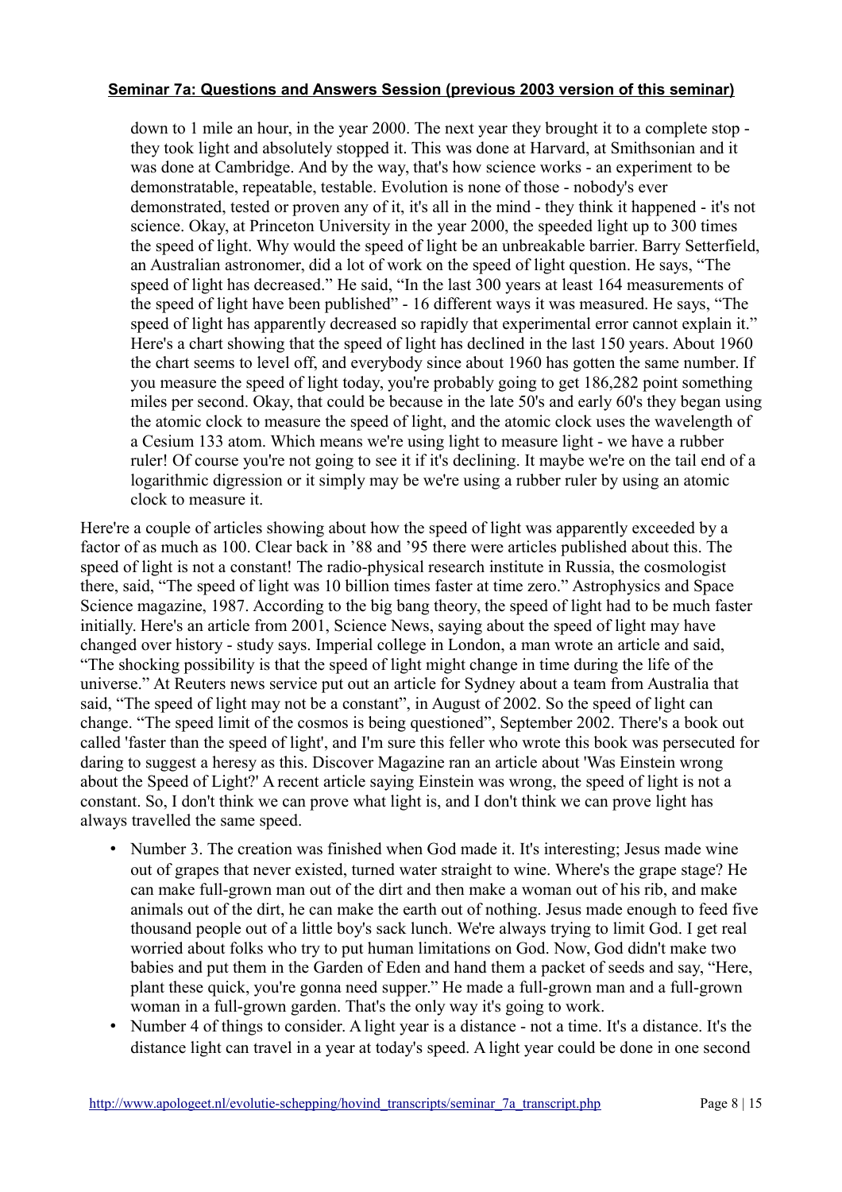down to 1 mile an hour, in the year 2000. The next year they brought it to a complete stop - they took light and absolutely stopped it. This was done at Harvard, at Smithsonian and it was done at Cambridge. And by the way, that's how science works - an experiment to be demonstratable, repeatable, testable. Evolution is none of those - nobody's ever demonstrated, tested or proven any of it, it's all in the mind - they think it happened - it's not science. Okay, at Princeton University in the year 2000, the speeded light up to 300 times the speed of light. Why would the speed of light be an unbreakable barrier. Barry Setterfield, an Australian astronomer, did a lot of work on the speed of light question. He says, "The speed of light has decreased." He said, "In the last 300 years at least 164 measurements of the speed of light have been published" - 16 different ways it was measured. He says, "The speed of light has apparently decreased so rapidly that experimental error cannot explain it." Here's a chart showing that the speed of light has declined in the last 150 years. About 1960 the chart seems to level off, and everybody since about 1960 has gotten the same number. If you measure the speed of light today, you're probably going to get 186,282 point something miles per second. Okay, that could be because in the late 50's and early 60's they began using the atomic clock to measure the speed of light, and the atomic clock uses the wavelength of a Cesium 133 atom. Which means we're using light to measure light - we have a rubber ruler! Of course you're not going to see it if it's declining. It maybe we're on the tail end of a logarithmic digression or it simply may be we're using a rubber ruler by using an atomic clock to measure it.

Here're a couple of articles showing about how the speed of light was apparently exceeded by a factor of as much as 100. Clear back in '88 and '95 there were articles published about this. The speed of light is not a constant! The radio-physical research institute in Russia, the cosmologist there, said, "The speed of light was 10 billion times faster at time zero." Astrophysics and Space Science magazine, 1987. According to the big bang theory, the speed of light had to be much faster initially. Here's an article from 2001, Science News, saying about the speed of light may have changed over history - study says. Imperial college in London, a man wrote an article and said, "The shocking possibility is that the speed of light might change in time during the life of the universe." At Reuters news service put out an article for Sydney about a team from Australia that said, "The speed of light may not be a constant", in August of 2002. So the speed of light can change. "The speed limit of the cosmos is being questioned", September 2002. There's a book out called 'faster than the speed of light', and I'm sure this feller who wrote this book was persecuted for daring to suggest a heresy as this. Discover Magazine ran an article about 'Was Einstein wrong about the Speed of Light?' A recent article saying Einstein was wrong, the speed of light is not a constant. So, I don't think we can prove what light is, and I don't think we can prove light has always travelled the same speed.

- Number 3. The creation was finished when God made it. It's interesting; Jesus made wine out of grapes that never existed, turned water straight to wine. Where's the grape stage? He can make full-grown man out of the dirt and then make a woman out of his rib, and make animals out of the dirt, he can make the earth out of nothing. Jesus made enough to feed five thousand people out of a little boy's sack lunch. We're always trying to limit God. I get real worried about folks who try to put human limitations on God. Now, God didn't make two babies and put them in the Garden of Eden and hand them a packet of seeds and say, "Here, plant these quick, you're gonna need supper." He made a full-grown man and a full-grown woman in a full-grown garden. That's the only way it's going to work.
- Number 4 of things to consider. A light year is a distance - not a time. It's a distance. It's the distance light can travel in a year at today's speed. A light year could be done in one second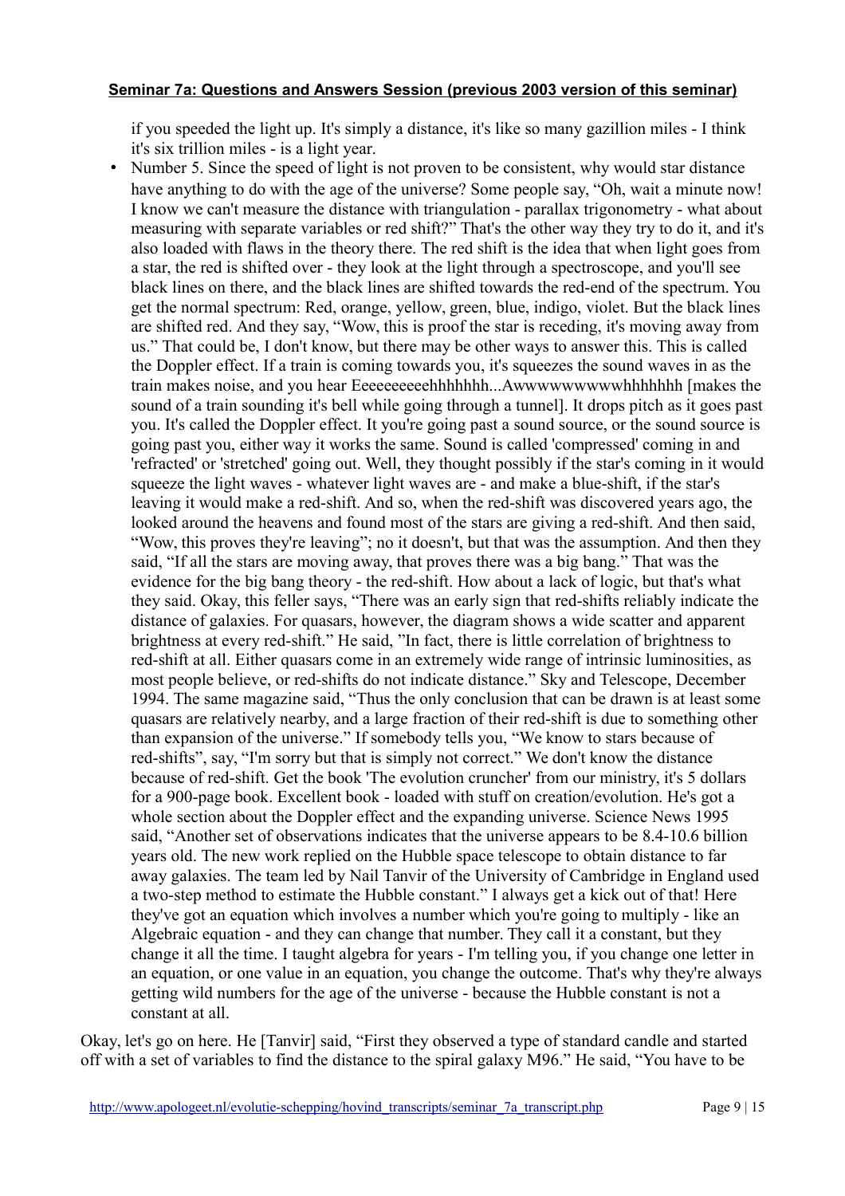if you speeded the light up. It's simply a distance, it's like so many gazillion miles - I think it's six trillion miles - is a light year.

- Number 5. Since the speed of light is not proven to be consistent, why would star distance have anything to do with the age of the universe? Some people say, "Oh, wait a minute now! I know we can't measure the distance with triangulation - parallax trigonometry - what about measuring with separate variables or red shift?" That's the other way they try to do it, and it's also loaded with flaws in the theory there. The red shift is the idea that when light goes from a star, the red is shifted over - they look at the light through a spectroscope, and you'll see black lines on there, and the black lines are shifted towards the red-end of the spectrum. You get the normal spectrum: Red, orange, yellow, green, blue, indigo, violet. But the black lines are shifted red. And they say, "Wow, this is proof the star is receding, it's moving away from us." That could be, I don't know, but there may be other ways to answer this. This is called the Doppler effect. If a train is coming towards you, it's squeezes the sound waves in as the train makes noise, and you hear Eeeeeeeeeehhhhhhh...Awwwwwwwwwwhhhhhhh [makes the sound of a train sounding it's bell while going through a tunnel]. It drops pitch as it goes past you. It's called the Doppler effect. It you're going past a sound source, or the sound source is going past you, either way it works the same. Sound is called 'compressed' coming in and 'refracted' or 'stretched' going out. Well, they thought possibly if the star's coming in it would squeeze the light waves - whatever light waves are - and make a blue-shift, if the star's leaving it would make a red-shift. And so, when the red-shift was discovered years ago, the looked around the heavens and found most of the stars are giving a red-shift. And then said, "Wow, this proves they're leaving"; no it doesn't, but that was the assumption. And then they said, "If all the stars are moving away, that proves there was a big bang." That was the evidence for the big bang theory - the red-shift. How about a lack of logic, but that's what they said. Okay, this feller says, "There was an early sign that red-shifts reliably indicate the distance of galaxies. For quasars, however, the diagram shows a wide scatter and apparent brightness at every red-shift." He said, "In fact, there is little correlation of brightness to red-shift at all. Either quasars come in an extremely wide range of intrinsic luminosities, as most people believe, or red-shifts do not indicate distance." Sky and Telescope, December 1994. The same magazine said, "Thus the only conclusion that can be drawn is at least some quasars are relatively nearby, and a large fraction of their red-shift is due to something other than expansion of the universe." If somebody tells you, "We know to stars because of red-shifts", say, "I'm sorry but that is simply not correct." We don't know the distance because of red-shift. Get the book 'The evolution cruncher' from our ministry, it's 5 dollars for a 900-page book. Excellent book - loaded with stuff on creation/evolution. He's got a whole section about the Doppler effect and the expanding universe. Science News 1995 said, "Another set of observations indicates that the universe appears to be 8.4-10.6 billion years old. The new work replied on the Hubble space telescope to obtain distance to far away galaxies. The team led by Nail Tanvir of the University of Cambridge in England used a two-step method to estimate the Hubble constant." I always get a kick out of that! Here they've got an equation which involves a number which you're going to multiply - like an Algebraic equation - and they can change that number. They call it a constant, but they change it all the time. I taught algebra for years - I'm telling you, if you change one letter in an equation, or one value in an equation, you change the outcome. That's why they're always getting wild numbers for the age of the universe - because the Hubble constant is not a constant at all.

Okay, let's go on here. He [Tanvir] said, "First they observed a type of standard candle and started off with a set of variables to find the distance to the spiral galaxy M96." He said, "You have to be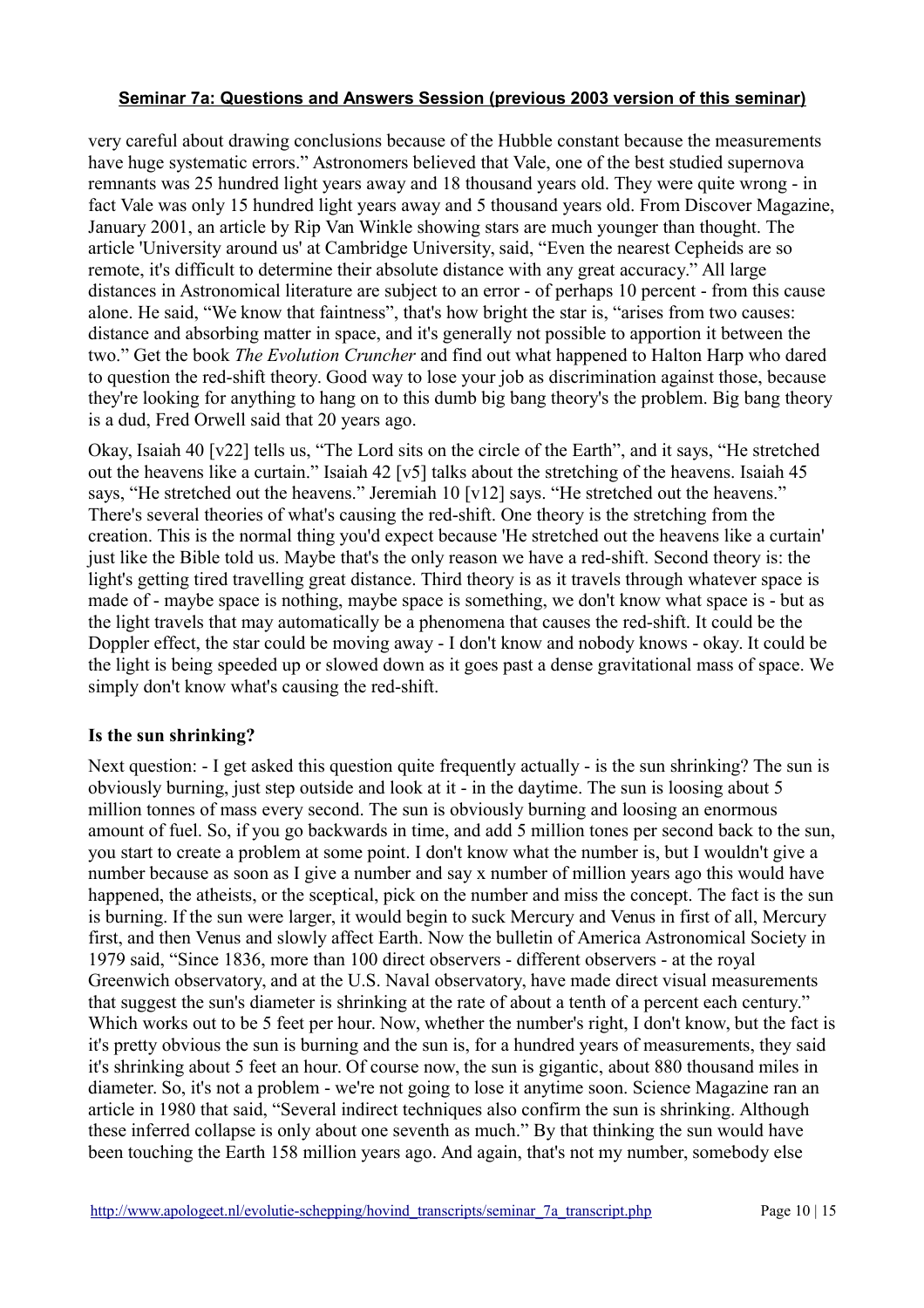very careful about drawing conclusions because of the Hubble constant because the measurements have huge systematic errors." Astronomers believed that Vale, one of the best studied supernova remnants was 25 hundred light years away and 18 thousand years old. They were quite wrong - in fact Vale was only 15 hundred light years away and 5 thousand years old. From Discover Magazine, January 2001, an article by Rip Van Winkle showing stars are much younger than thought. The article 'University around us' at Cambridge University, said, "Even the nearest Cepheids are so remote, it's difficult to determine their absolute distance with any great accuracy." All large distances in Astronomical literature are subject to an error - of perhaps 10 percent - from this cause alone. He said, "We know that faintness", that's how bright the star is, "arises from two causes: distance and absorbing matter in space, and it's generally not possible to apportion it between the two." Get the book *The Evolution Cruncher* and find out what happened to Halton Harp who dared to question the red-shift theory. Good way to lose your job as discrimination against those, because they're looking for anything to hang on to this dumb big bang theory's the problem. Big bang theory is a dud, Fred Orwell said that 20 years ago.

Okay, Isaiah 40 [v22] tells us, "The Lord sits on the circle of the Earth", and it says, "He stretched out the heavens like a curtain." Isaiah 42 [v5] talks about the stretching of the heavens. Isaiah 45 says, "He stretched out the heavens." Jeremiah 10 [v12] says. "He stretched out the heavens." There's several theories of what's causing the red-shift. One theory is the stretching from the creation. This is the normal thing you'd expect because 'He stretched out the heavens like a curtain' just like the Bible told us. Maybe that's the only reason we have a red-shift. Second theory is: the light's getting tired travelling great distance. Third theory is as it travels through whatever space is made of - maybe space is nothing, maybe space is something, we don't know what space is - but as the light travels that may automatically be a phenomena that causes the red-shift. It could be the Doppler effect, the star could be moving away - I don't know and nobody knows - okay. It could be the light is being speeded up or slowed down as it goes past a dense gravitational mass of space. We simply don't know what's causing the red-shift.

### Is the sun shrinking?

Next question: - I get asked this question quite frequently actually - is the sun shrinking? The sun is obviously burning, just step outside and look at it - in the daytime. The sun is loosing about 5 million tonnes of mass every second. The sun is obviously burning and loosing an enormous amount of fuel. So, if you go backwards in time, and add 5 million tones per second back to the sun, you start to create a problem at some point. I don't know what the number is, but I wouldn't give a number because as soon as I give a number and say x number of million years ago this would have happened, the atheists, or the sceptical, pick on the number and miss the concept. The fact is the sun is burning. If the sun were larger, it would begin to suck Mercury and Venus in first of all, Mercury first, and then Venus and slowly affect Earth. Now the bulletin of America Astronomical Society in 1979 said, "Since 1836, more than 100 direct observers - different observers - at the royal Greenwich observatory, and at the U.S. Naval observatory, have made direct visual measurements that suggest the sun's diameter is shrinking at the rate of about a tenth of a percent each century." Which works out to be 5 feet per hour. Now, whether the number's right, I don't know, but the fact is it's pretty obvious the sun is burning and the sun is, for a hundred years of measurements, they said it's shrinking about 5 feet an hour. Of course now, the sun is gigantic, about 880 thousand miles in diameter. So, it's not a problem - we're not going to lose it anytime soon. Science Magazine ran an article in 1980 that said, "Several indirect techniques also confirm the sun is shrinking. Although these inferred collapse is only about one seventh as much." By that thinking the sun would have been touching the Earth 158 million years ago. And again, that's not my number, somebody else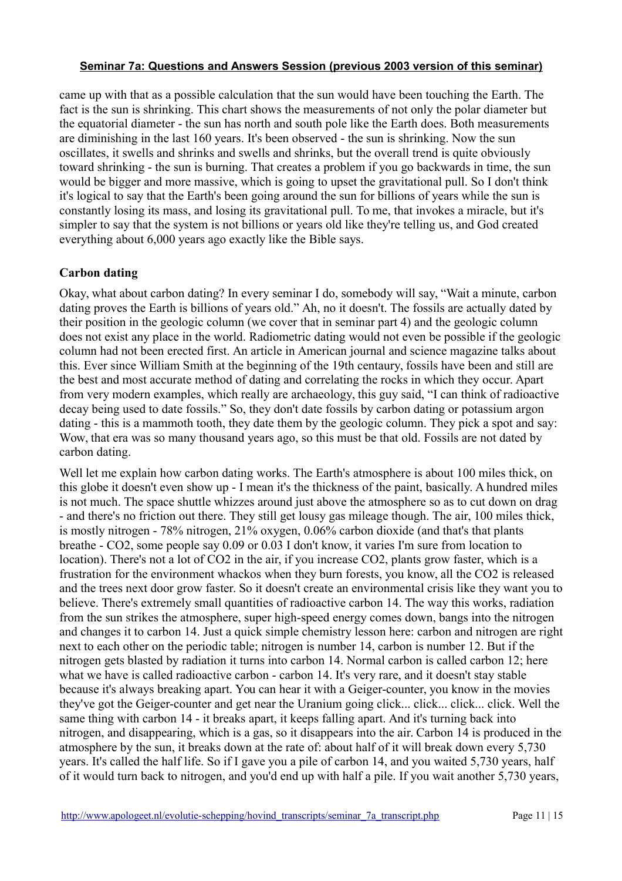came up with that as a possible calculation that the sun would have been touching the Earth. The fact is the sun is shrinking. This chart shows the measurements of not only the polar diameter but the equatorial diameter - the sun has north and south pole like the Earth does. Both measurements are diminishing in the last 160 years. It's been observed - the sun is shrinking. Now the sun oscillates, it swells and shrinks and swells and shrinks, but the overall trend is quite obviously toward shrinking - the sun is burning. That creates a problem if you go backwards in time, the sun would be bigger and more massive, which is going to upset the gravitational pull. So I don't think it's logical to say that the Earth's been going around the sun for billions of years while the sun is constantly losing its mass, and losing its gravitational pull. To me, that invokes a miracle, but it's simpler to say that the system is not billions or years old like they're telling us, and God created everything about 6,000 years ago exactly like the Bible says.

### Carbon dating

Okay, what about carbon dating? In every seminar I do, somebody will say, "Wait a minute, carbon dating proves the Earth is billions of years old." Ah, no it doesn't. The fossils are actually dated by their position in the geologic column (we cover that in seminar part 4) and the geologic column does not exist any place in the world. Radiometric dating would not even be possible if the geologic column had not been erected first. An article in American journal and science magazine talks about this. Ever since William Smith at the beginning of the 19th centaury, fossils have been and still are the best and most accurate method of dating and correlating the rocks in which they occur. Apart from very modern examples, which really are archaeology, this guy said, "I can think of radioactive decay being used to date fossils." So, they don't date fossils by carbon dating or potassium argon dating - this is a mammoth tooth, they date them by the geologic column. They pick a spot and say: Wow, that era was so many thousand years ago, so this must be that old. Fossils are not dated by carbon dating.

Well let me explain how carbon dating works. The Earth's atmosphere is about 100 miles thick, on this globe it doesn't even show up - I mean it's the thickness of the paint, basically. A hundred miles is not much. The space shuttle whizzes around just above the atmosphere so as to cut down on drag - and there's no friction out there. They still get lousy gas mileage though. The air, 100 miles thick, is mostly nitrogen - 78% nitrogen, 21% oxygen, 0.06% carbon dioxide (and that's that plants breathe - CO2, some people say 0.09 or 0.03 I don't know, it varies I'm sure from location to location). There's not a lot of CO2 in the air, if you increase CO2, plants grow faster, which is a frustration for the environment whackos when they burn forests, you know, all the CO2 is released and the trees next door grow faster. So it doesn't create an environmental crisis like they want you to believe. There's extremely small quantities of radioactive carbon 14. The way this works, radiation from the sun strikes the atmosphere, super high-speed energy comes down, bangs into the nitrogen and changes it to carbon 14. Just a quick simple chemistry lesson here: carbon and nitrogen are right next to each other on the periodic table; nitrogen is number 14, carbon is number 12. But if the nitrogen gets blasted by radiation it turns into carbon 14. Normal carbon is called carbon 12; here what we have is called radioactive carbon - carbon 14. It's very rare, and it doesn't stay stable because it's always breaking apart. You can hear it with a Geiger-counter, you know in the movies they've got the Geiger-counter and get near the Uranium going click... click... click... click. Well the same thing with carbon 14 - it breaks apart, it keeps falling apart. And it's turning back into nitrogen, and disappearing, which is a gas, so it disappears into the air. Carbon 14 is produced in the atmosphere by the sun, it breaks down at the rate of: about half of it will break down every 5,730 years. It's called the half life. So if I gave you a pile of carbon 14, and you waited 5,730 years, half of it would turn back to nitrogen, and you'd end up with half a pile. If you wait another 5,730 years,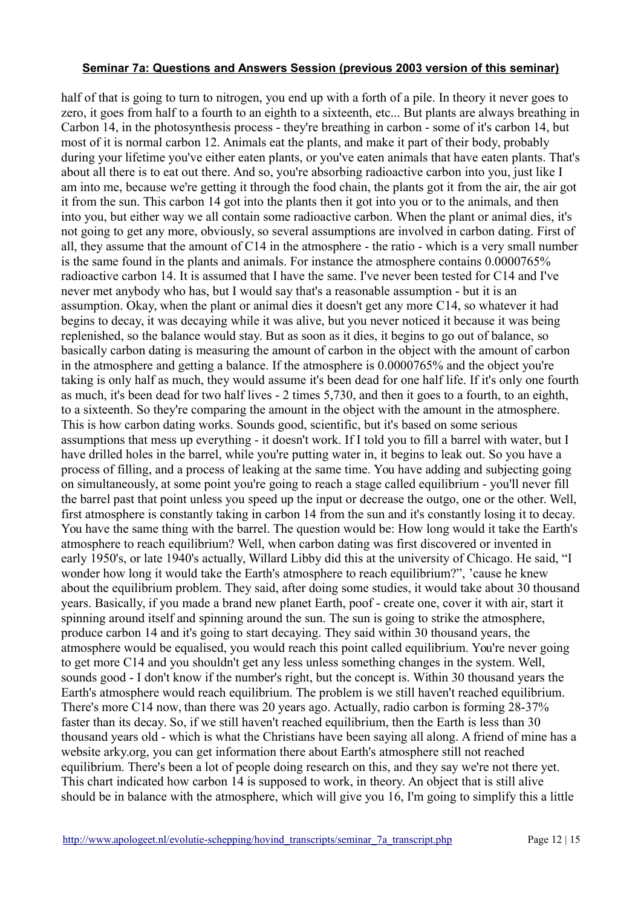half of that is going to turn to nitrogen, you end up with a forth of a pile. In theory it never goes to zero, it goes from half to a fourth to an eighth to a sixteenth, etc... But plants are always breathing in Carbon 14, in the photosynthesis process - they're breathing in carbon - some of it's carbon 14, but most of it is normal carbon 12. Animals eat the plants, and make it part of their body, probably during your lifetime you've either eaten plants, or you've eaten animals that have eaten plants. That's about all there is to eat out there. And so, you're absorbing radioactive carbon into you, just like I am into me, because we're getting it through the food chain, the plants got it from the air, the air got it from the sun. This carbon 14 got into the plants then it got into you or to the animals, and then into you, but either way we all contain some radioactive carbon. When the plant or animal dies, it's not going to get any more, obviously, so several assumptions are involved in carbon dating. First of all, they assume that the amount of C14 in the atmosphere - the ratio - which is a very small number is the same found in the plants and animals. For instance the atmosphere contains 0.0000765% radioactive carbon 14. It is assumed that I have the same. I've never been tested for C14 and I've never met anybody who has, but I would say that's a reasonable assumption - but it is an assumption. Okay, when the plant or animal dies it doesn't get any more C14, so whatever it had begins to decay, it was decaying while it was alive, but you never noticed it because it was being replenished, so the balance would stay. But as soon as it dies, it begins to go out of balance, so basically carbon dating is measuring the amount of carbon in the object with the amount of carbon in the atmosphere and getting a balance. If the atmosphere is 0.0000765% and the object you're taking is only half as much, they would assume it's been dead for one half life. If it's only one fourth as much, it's been dead for two half lives - 2 times 5,730, and then it goes to a fourth, to an eighth, to a sixteenth. So they're comparing the amount in the object with the amount in the atmosphere. This is how carbon dating works. Sounds good, scientific, but it's based on some serious assumptions that mess up everything - it doesn't work. If I told you to fill a barrel with water, but I have drilled holes in the barrel, while you're putting water in, it begins to leak out. So you have a process of filling, and a process of leaking at the same time. You have adding and subjecting going on simultaneously, at some point you're going to reach a stage called equilibrium - you'll never fill the barrel past that point unless you speed up the input or decrease the outgo, one or the other. Well, first atmosphere is constantly taking in carbon 14 from the sun and it's constantly losing it to decay. You have the same thing with the barrel. The question would be: How long would it take the Earth's atmosphere to reach equilibrium? Well, when carbon dating was first discovered or invented in early 1950's, or late 1940's actually, Willard Libby did this at the university of Chicago. He said, “I wonder how long it would take the Earth's atmosphere to reach equilibrium?”, ’cause he knew about the equilibrium problem. They said, after doing some studies, it would take about 30 thousand years. Basically, if you made a brand new planet Earth, poof - create one, cover it with air, start it spinning around itself and spinning around the sun. The sun is going to strike the atmosphere, produce carbon 14 and it's going to start decaying. They said within 30 thousand years, the atmosphere would be equalised, you would reach this point called equilibrium. You're never going to get more C14 and you shouldn't get any less unless something changes in the system. Well, sounds good - I don't know if the number's right, but the concept is. Within 30 thousand years the Earth's atmosphere would reach equilibrium. The problem is we still haven't reached equilibrium. There's more C14 now, than there was 20 years ago. Actually, radio carbon is forming 28-37% faster than its decay. So, if we still haven't reached equilibrium, then the Earth is less than 30 thousand years old - which is what the Christians have been saying all along. A friend of mine has a website arky.org, you can get information there about Earth's atmosphere still not reached equilibrium. There's been a lot of people doing research on this, and they say we're not there yet. This chart indicated how carbon 14 is supposed to work, in theory. An object that is still alive should be in balance with the atmosphere, which will give you 16, I'm going to simplify this a little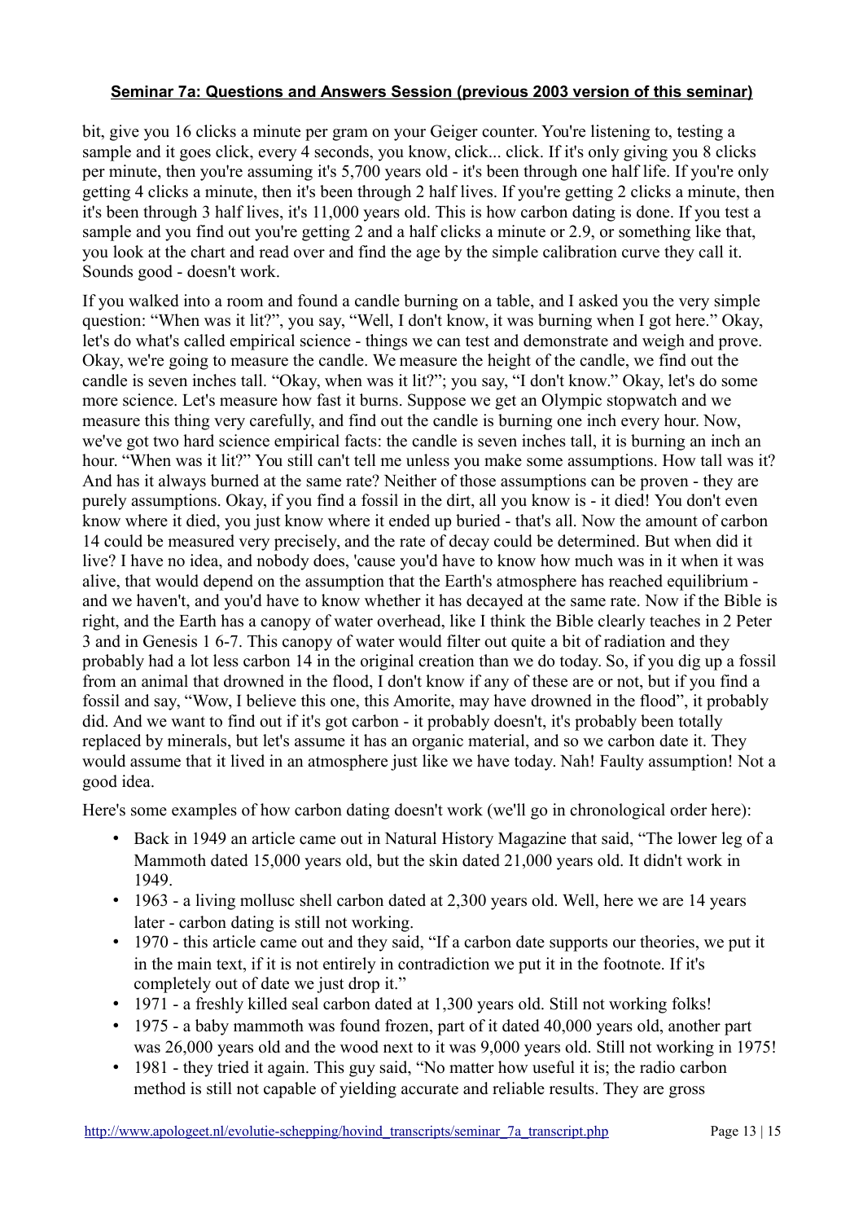bit, give you 16 clicks a minute per gram on your Geiger counter. You're listening to, testing a sample and it goes click, every 4 seconds, you know, click... click. If it's only giving you 8 clicks per minute, then you're assuming it's 5,700 years old - it's been through one half life. If you're only getting 4 clicks a minute, then it's been through 2 half lives. If you're getting 2 clicks a minute, then it's been through 3 half lives, it's 11,000 years old. This is how carbon dating is done. If you test a sample and you find out you're getting 2 and a half clicks a minute or 2.9, or something like that, you look at the chart and read over and find the age by the simple calibration curve they call it. Sounds good - doesn't work.

If you walked into a room and found a candle burning on a table, and I asked you the very simple question: "When was it lit?", you say, "Well, I don't know, it was burning when I got here." Okay, let's do what's called empirical science - things we can test and demonstrate and weigh and prove. Okay, we're going to measure the candle. We measure the height of the candle, we find out the candle is seven inches tall. "Okay, when was it lit?"; you say, "I don't know." Okay, let's do some more science. Let's measure how fast it burns. Suppose we get an Olympic stopwatch and we measure this thing very carefully, and find out the candle is burning one inch every hour. Now, we've got two hard science empirical facts: the candle is seven inches tall, it is burning an inch an hour. "When was it lit?" You still can't tell me unless you make some assumptions. How tall was it? And has it always burned at the same rate? Neither of those assumptions can be proven - they are purely assumptions. Okay, if you find a fossil in the dirt, all you know is - it died! You don't even know where it died, you just know where it ended up buried - that's all. Now the amount of carbon 14 could be measured very precisely, and the rate of decay could be determined. But when did it live? I have no idea, and nobody does, 'cause you'd have to know how much was in it when it was alive, that would depend on the assumption that the Earth's atmosphere has reached equilibrium - and we haven't, and you'd have to know whether it has decayed at the same rate. Now if the Bible is right, and the Earth has a canopy of water overhead, like I think the Bible clearly teaches in 2 Peter 3 and in Genesis 1 6-7. This canopy of water would filter out quite a bit of radiation and they probably had a lot less carbon 14 in the original creation than we do today. So, if you dig up a fossil from an animal that drowned in the flood, I don't know if any of these are or not, but if you find a fossil and say, "Wow, I believe this one, this Amorite, may have drowned in the flood", it probably did. And we want to find out if it's got carbon - it probably doesn't, it's probably been totally replaced by minerals, but let's assume it has an organic material, and so we carbon date it. They would assume that it lived in an atmosphere just like we have today. Nah! Faulty assumption! Not a good idea.

Here's some examples of how carbon dating doesn't work (we'll go in chronological order here):

- Back in 1949 an article came out in Natural History Magazine that said, "The lower leg of a Mammoth dated 15,000 years old, but the skin dated 21,000 years old. It didn't work in 1949.
- 1963 - a living mollusc shell carbon dated at 2,300 years old. Well, here we are 14 years later - carbon dating is still not working.
- 1970 - this article came out and they said, "If a carbon date supports our theories, we put it in the main text, if it is not entirely in contradiction we put it in the footnote. If it's completely out of date we just drop it."
- 1971 - a freshly killed seal carbon dated at 1,300 years old. Still not working folks!
- 1975 - a baby mammoth was found frozen, part of it dated 40,000 years old, another part was 26,000 years old and the wood next to it was 9,000 years old. Still not working in 1975!
- 1981 - they tried it again. This guy said, "No matter how useful it is; the radio carbon method is still not capable of yielding accurate and reliable results. They are gross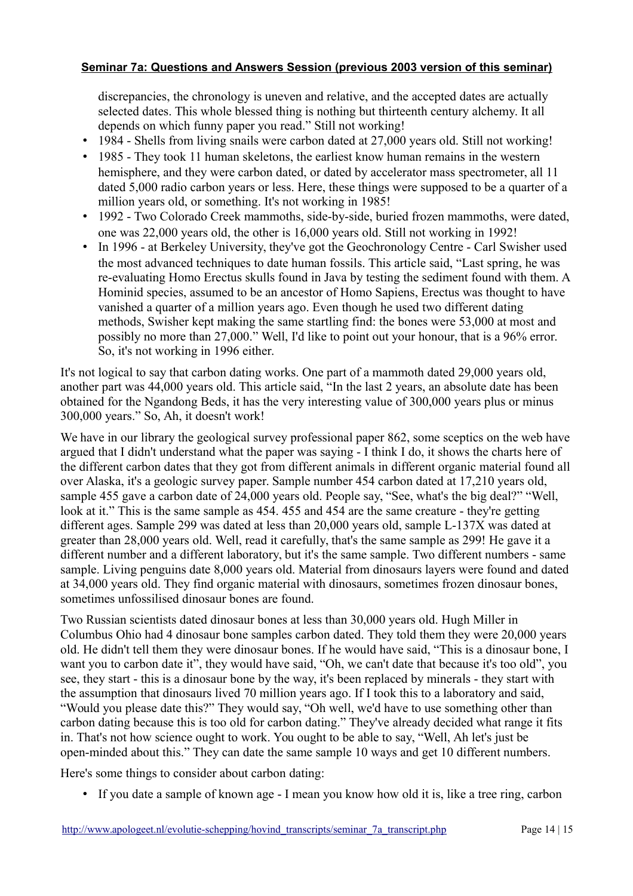discrepancies, the chronology is uneven and relative, and the accepted dates are actually selected dates. This whole blessed thing is nothing but thirteenth century alchemy. It all depends on which funny paper you read." Still not working!

- 1984 - Shells from living snails were carbon dated at 27,000 years old. Still not working!
- 1985 - They took 11 human skeletons, the earliest know human remains in the western hemisphere, and they were carbon dated, or dated by accelerator mass spectrometer, all 11 dated 5,000 radio carbon years or less. Here, these things were supposed to be a quarter of a million years old, or something. It's not working in 1985!
- 1992 - Two Colorado Creek mammoths, side-by-side, buried frozen mammoths, were dated, one was 22,000 years old, the other is 16,000 years old. Still not working in 1992!
- In 1996 - at Berkeley University, they've got the Geochronology Centre - Carl Swisher used the most advanced techniques to date human fossils. This article said, "Last spring, he was re-evaluating Homo Erectus skulls found in Java by testing the sediment found with them. A Hominid species, assumed to be an ancestor of Homo Sapiens, Erectus was thought to have vanished a quarter of a million years ago. Even though he used two different dating methods, Swisher kept making the same startling find: the bones were 53,000 at most and possibly no more than 27,000." Well, I'd like to point out your honour, that is a 96% error. So, it's not working in 1996 either.

It's not logical to say that carbon dating works. One part of a mammoth dated 29,000 years old, another part was 44,000 years old. This article said, "In the last 2 years, an absolute date has been obtained for the Ngandong Beds, it has the very interesting value of 300,000 years plus or minus 300,000 years." So, Ah, it doesn't work!

We have in our library the geological survey professional paper 862, some sceptics on the web have argued that I didn't understand what the paper was saying - I think I do, it shows the charts here of the different carbon dates that they got from different animals in different organic material found all over Alaska, it's a geologic survey paper. Sample number 454 carbon dated at 17,210 years old, sample 455 gave a carbon date of 24,000 years old. People say, "See, what's the big deal?" "Well, look at it." This is the same sample as 454. 455 and 454 are the same creature - they're getting different ages. Sample 299 was dated at less than 20,000 years old, sample L-137X was dated at greater than 28,000 years old. Well, read it carefully, that's the same sample as 299! He gave it a different number and a different laboratory, but it's the same sample. Two different numbers - same sample. Living penguins date 8,000 years old. Material from dinosaurs layers were found and dated at 34,000 years old. They find organic material with dinosaurs, sometimes frozen dinosaur bones, sometimes unfossilised dinosaur bones are found.

Two Russian scientists dated dinosaur bones at less than 30,000 years old. Hugh Miller in Columbus Ohio had 4 dinosaur bone samples carbon dated. They told them they were 20,000 years old. He didn't tell them they were dinosaur bones. If he would have said, "This is a dinosaur bone, I want you to carbon date it", they would have said, "Oh, we can't date that because it's too old", you see, they start - this is a dinosaur bone by the way, it's been replaced by minerals - they start with the assumption that dinosaurs lived 70 million years ago. If I took this to a laboratory and said, "Would you please date this?" They would say, "Oh well, we'd have to use something other than carbon dating because this is too old for carbon dating." They've already decided what range it fits in. That's not how science ought to work. You ought to be able to say, "Well, Ah let's just be open-minded about this." They can date the same sample 10 ways and get 10 different numbers.

Here's some things to consider about carbon dating:

- If you date a sample of known age - I mean you know how old it is, like a tree ring, carbon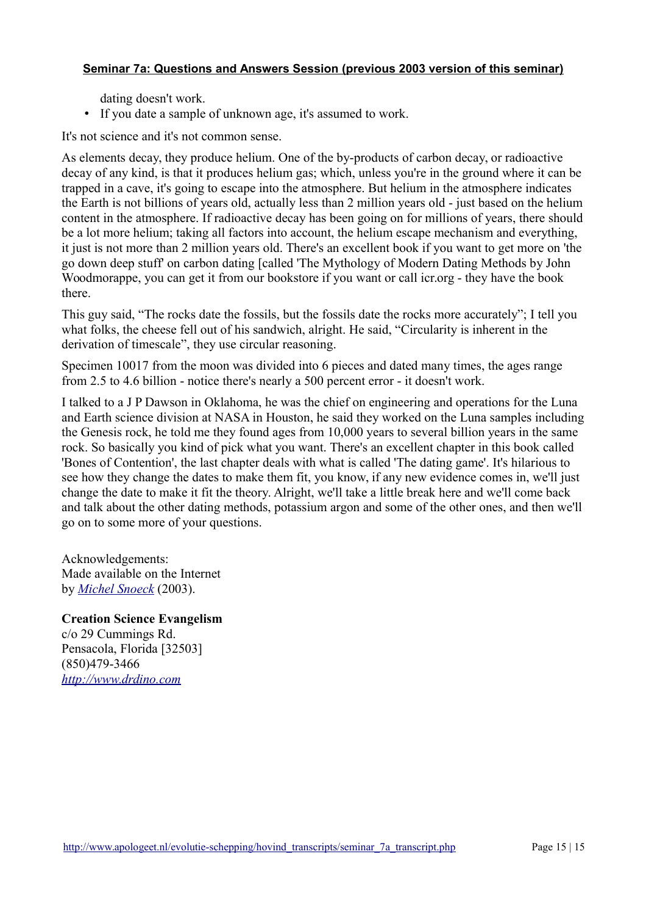dating doesn't work.

- If you date a sample of unknown age, it's assumed to work.

It's not science and it's not common sense.

As elements decay, they produce helium. One of the by-products of carbon decay, or radioactive decay of any kind, is that it produces helium gas; which, unless you're in the ground where it can be trapped in a cave, it's going to escape into the atmosphere. But helium in the atmosphere indicates the Earth is not billions of years old, actually less than 2 million years old - just based on the helium content in the atmosphere. If radioactive decay has been going on for millions of years, there should be a lot more helium; taking all factors into account, the helium escape mechanism and everything, it just is not more than 2 million years old. There's an excellent book if you want to get more on 'the go down deep stuff' on carbon dating [called 'The Mythology of Modern Dating Methods by John Woodmorappe, you can get it from our bookstore if you want or call icr.org - they have the book there.

This guy said, "The rocks date the fossils, but the fossils date the rocks more accurately"; I tell you what folks, the cheese fell out of his sandwich, alright. He said, "Circularity is inherent in the derivation of timescale", they use circular reasoning.

Specimen 10017 from the moon was divided into 6 pieces and dated many times, the ages range from 2.5 to 4.6 billion - notice there's nearly a 500 percent error - it doesn't work.

I talked to a J P Dawson in Oklahoma, he was the chief on engineering and operations for the Luna and Earth science division at NASA in Houston, he said they worked on the Luna samples including the Genesis rock, he told me they found ages from 10,000 years to several billion years in the same rock. So basically you kind of pick what you want. There's an excellent chapter in this book called 'Bones of Contention', the last chapter deals with what is called 'The dating game'. It's hilarious to see how they change the dates to make them fit, you know, if any new evidence comes in, we'll just change the date to make it fit the theory. Alright, we'll take a little break here and we'll come back and talk about the other dating methods, potassium argon and some of the other ones, and then we'll go on to some more of your questions.

Acknowledgements:
Made available on the Internet
by *Michel Snoeck* (2003).

**Creation Science Evangelism**
c/o 29 Cummings Rd.
Pensacola, Florida [32503]
(850)479-3466
*http://www.drdino.com*